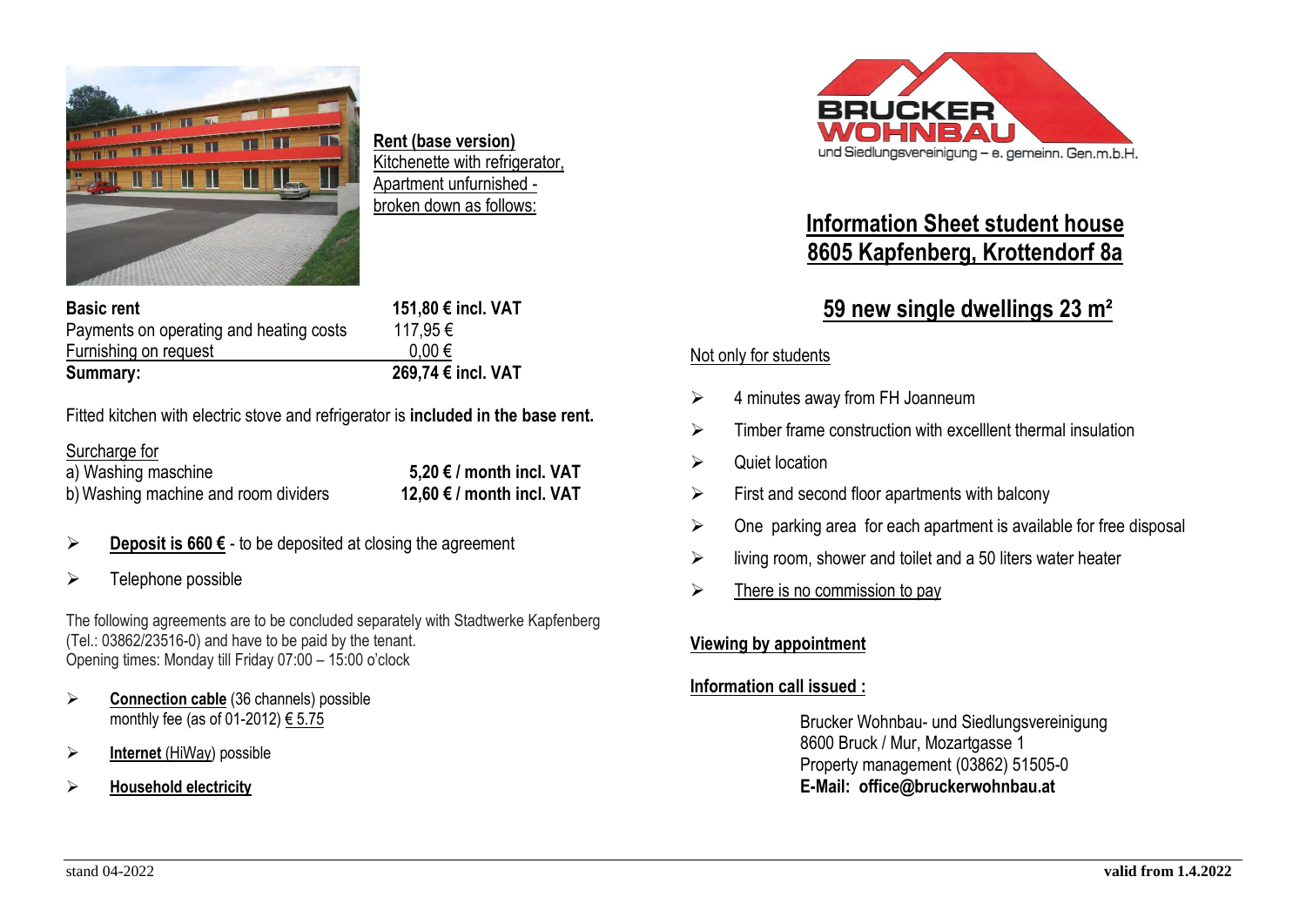**Rent (base version)**
Kitchenette with refrigerator,
Apartment unfurnished -
broken down as follows:

| | |
|---|---|
| **Basic rent** | **151,80 € incl. VAT** |
| Payments on operating and heating costs | 117,95 € |
| Furnishing on request | 0,00 € |
| **Summary:** | **269,74 € incl. VAT** |

Fitted kitchen with electric stove and refrigerator is **included in the base rent.**

Surcharge for

| | |
|---|---|
| a) Washing maschine | **5,20 € / month incl. VAT** |
| b) Washing machine and room dividers | **12,60 € / month incl. VAT** |

- **Deposit is 660 €** - to be deposited at closing the agreement
- Telephone possible

The following agreements are to be concluded separately with Stadtwerke Kapfenberg (Tel.: 03862/23516-0) and have to be paid by the tenant.
Opening times: Monday till Friday 07:00 – 15:00 o'clock

- **Connection cable** (36 channels) possible
  monthly fee (as of 01-2012) € 5.75
- **Internet** (HiWay) possible
- **Household electricity**

BRUCKER WOHNBAU
und Siedlungsvereinigung – e. gemeinn. Gen.m.b.H.

# Information Sheet student house
# 8605 Kapfenberg, Krottendorf 8a

## 59 new single dwellings 23 m²

Not only for students

- 4 minutes away from FH Joanneum
- Timber frame construction with excelllent thermal insulation
- Quiet location
- First and second floor apartments with balcony
- One parking area for each apartment is available for free disposal
- living room, shower and toilet and a 50 liters water heater
- There is no commission to pay

**Viewing by appointment**

**Information call issued :**

Brucker Wohnbau- und Siedlungsvereinigung
8600 Bruck / Mur, Mozartgasse 1
Property management (03862) 51505-0
**E-Mail: office@bruckerwohnbau.at**

stand 04-2022 **valid from 1.4.2022**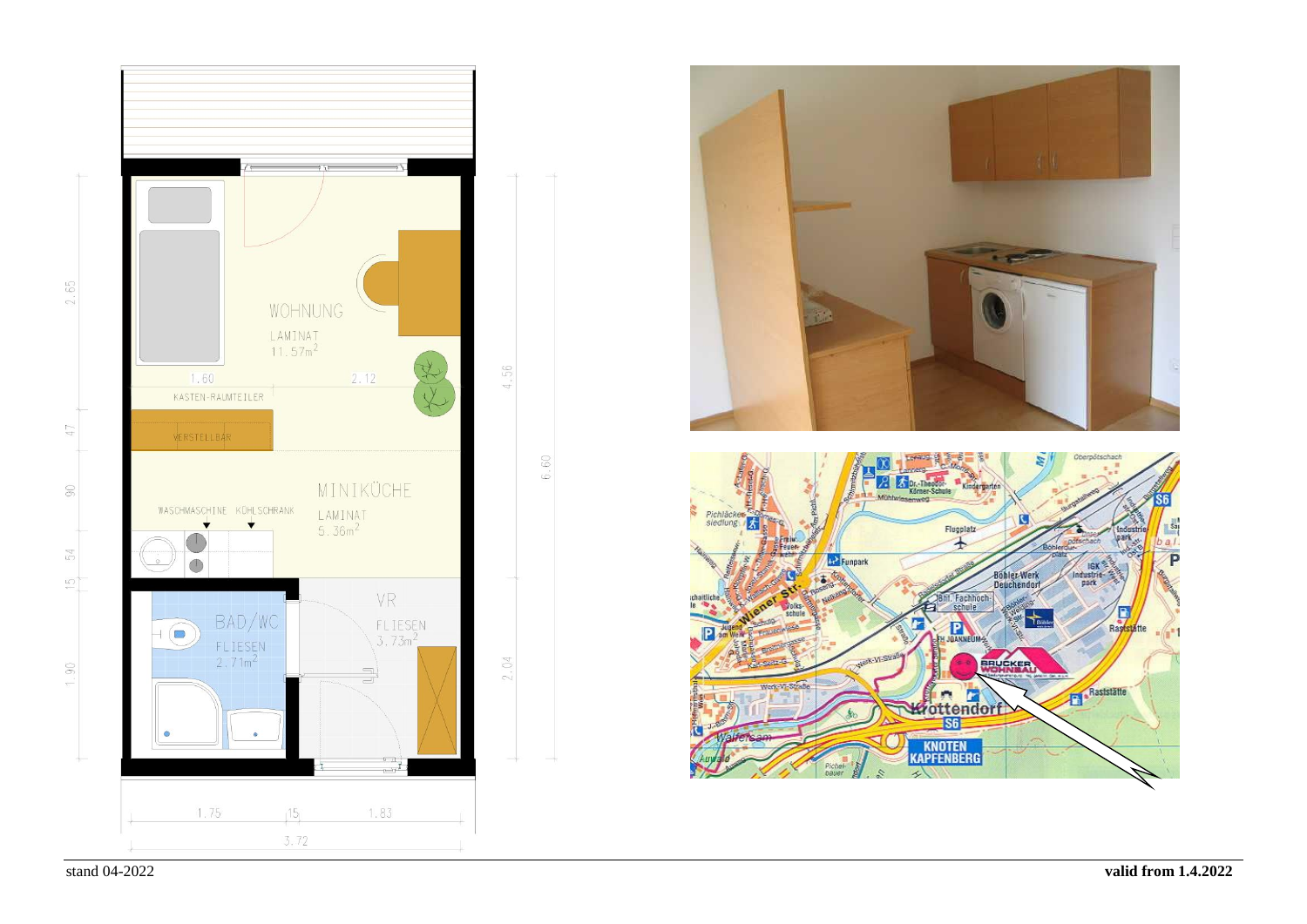WOHNUNG

LAMINAT
11.57m²

1.60

2.12

KASTEN-RAUMTEILER

VERSTELLBAR

MINIKÜCHE

WASCHMASCHINE KÜHLSCHRANK

LAMINAT
5.36m²

VR

FLIESEN
3.73m²

BAD/WC

FLIESEN
2.71m²

2.65

47

90

54

15

1.90

4.56

2.04

6.60

1.75

15

1.83

3.72

stand 04-2022

**valid from 1.4.2022**